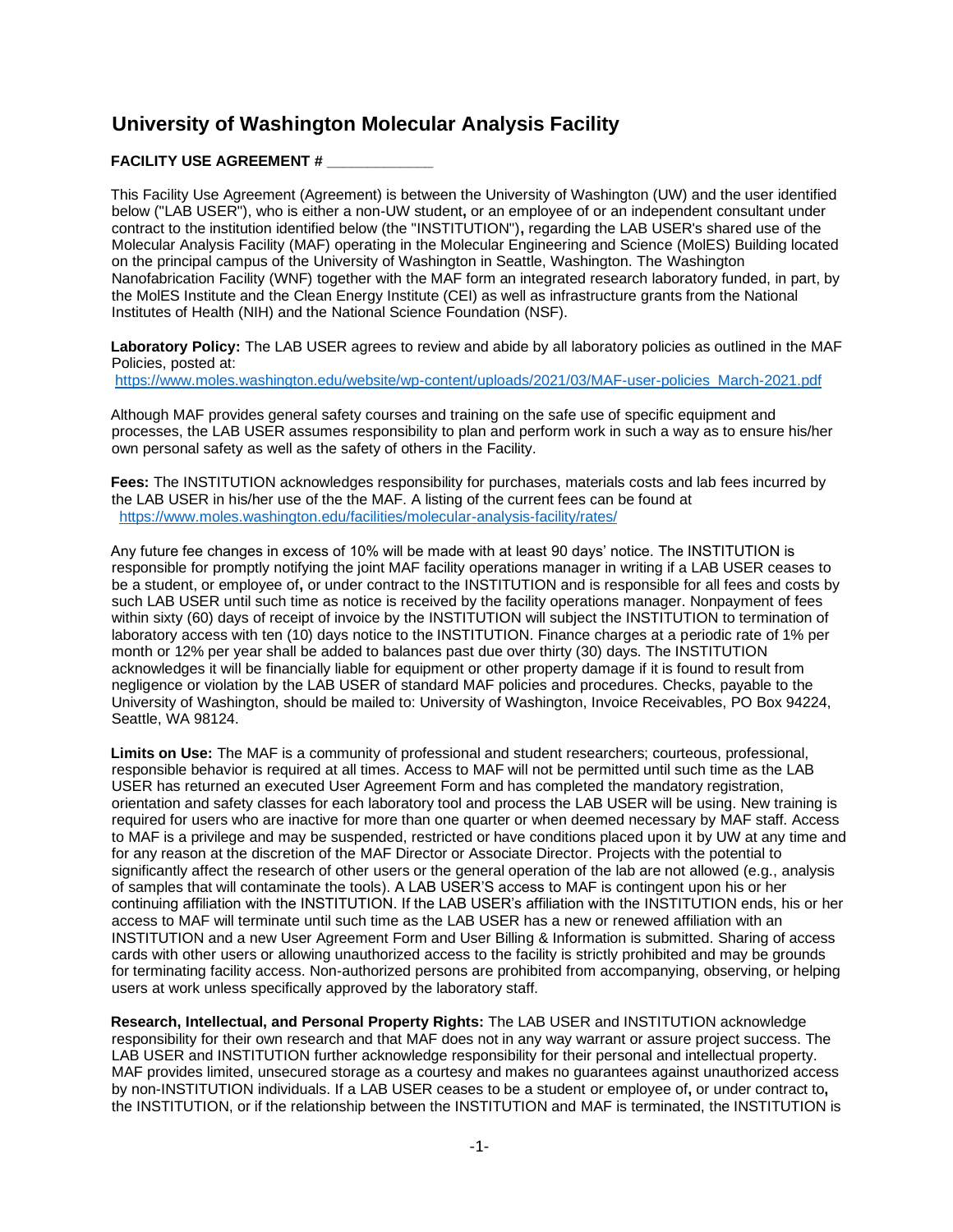# University of Washington Molecular Analysis Facility

**FACILITY USE AGREEMENT # \_\_\_\_\_\_\_\_\_\_\_\_**

This Facility Use Agreement (Agreement) is between the University of Washington (UW) and the user identified below ("LAB USER"), who is either a non-UW student**,** or an employee of or an independent consultant under contract to the institution identified below (the "INSTITUTION")**,** regarding the LAB USER's shared use of the Molecular Analysis Facility (MAF) operating in the Molecular Engineering and Science (MolES) Building located on the principal campus of the University of Washington in Seattle, Washington. The Washington Nanofabrication Facility (WNF) together with the MAF form an integrated research laboratory funded, in part, by the MolES Institute and the Clean Energy Institute (CEI) as well as infrastructure grants from the National Institutes of Health (NIH) and the National Science Foundation (NSF).

**Laboratory Policy:** The LAB USER agrees to review and abide by all laboratory policies as outlined in the MAF Policies, posted at:
https://www.moles.washington.edu/website/wp-content/uploads/2021/03/MAF-user-policies_March-2021.pdf

Although MAF provides general safety courses and training on the safe use of specific equipment and processes, the LAB USER assumes responsibility to plan and perform work in such a way as to ensure his/her own personal safety as well as the safety of others in the Facility.

**Fees:** The INSTITUTION acknowledges responsibility for purchases, materials costs and lab fees incurred by the LAB USER in his/her use of the the MAF. A listing of the current fees can be found at
https://www.moles.washington.edu/facilities/molecular-analysis-facility/rates/

Any future fee changes in excess of 10% will be made with at least 90 days' notice. The INSTITUTION is responsible for promptly notifying the joint MAF facility operations manager in writing if a LAB USER ceases to be a student, or employee of**,** or under contract to the INSTITUTION and is responsible for all fees and costs by such LAB USER until such time as notice is received by the facility operations manager. Nonpayment of fees within sixty (60) days of receipt of invoice by the INSTITUTION will subject the INSTITUTION to termination of laboratory access with ten (10) days notice to the INSTITUTION. Finance charges at a periodic rate of 1% per month or 12% per year shall be added to balances past due over thirty (30) days. The INSTITUTION acknowledges it will be financially liable for equipment or other property damage if it is found to result from negligence or violation by the LAB USER of standard MAF policies and procedures. Checks, payable to the University of Washington, should be mailed to: University of Washington, Invoice Receivables, PO Box 94224, Seattle, WA 98124.

**Limits on Use:** The MAF is a community of professional and student researchers; courteous, professional, responsible behavior is required at all times. Access to MAF will not be permitted until such time as the LAB USER has returned an executed User Agreement Form and has completed the mandatory registration, orientation and safety classes for each laboratory tool and process the LAB USER will be using. New training is required for users who are inactive for more than one quarter or when deemed necessary by MAF staff. Access to MAF is a privilege and may be suspended, restricted or have conditions placed upon it by UW at any time and for any reason at the discretion of the MAF Director or Associate Director. Projects with the potential to significantly affect the research of other users or the general operation of the lab are not allowed (e.g., analysis of samples that will contaminate the tools). A LAB USER'S access to MAF is contingent upon his or her continuing affiliation with the INSTITUTION. If the LAB USER's affiliation with the INSTITUTION ends, his or her access to MAF will terminate until such time as the LAB USER has a new or renewed affiliation with an INSTITUTION and a new User Agreement Form and User Billing & Information is submitted. Sharing of access cards with other users or allowing unauthorized access to the facility is strictly prohibited and may be grounds for terminating facility access. Non-authorized persons are prohibited from accompanying, observing, or helping users at work unless specifically approved by the laboratory staff.

**Research, Intellectual, and Personal Property Rights:** The LAB USER and INSTITUTION acknowledge responsibility for their own research and that MAF does not in any way warrant or assure project success. The LAB USER and INSTITUTION further acknowledge responsibility for their personal and intellectual property. MAF provides limited, unsecured storage as a courtesy and makes no guarantees against unauthorized access by non-INSTITUTION individuals. If a LAB USER ceases to be a student or employee of**,** or under contract to**,** the INSTITUTION, or if the relationship between the INSTITUTION and MAF is terminated, the INSTITUTION is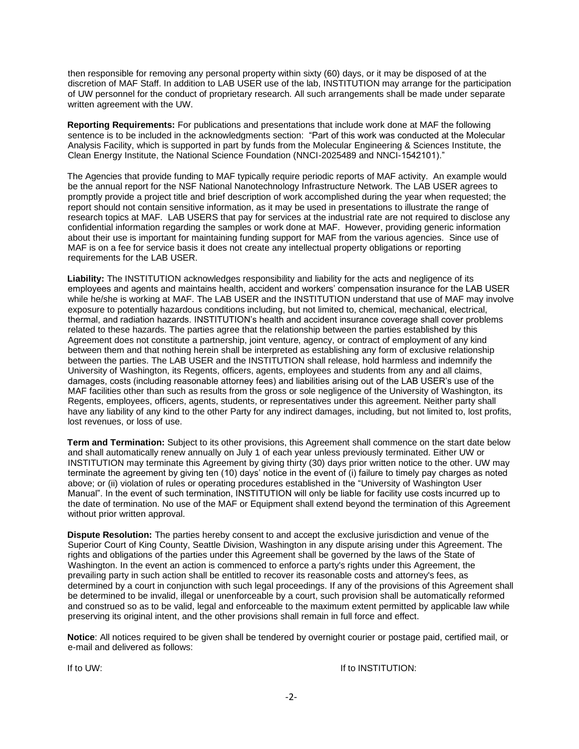then responsible for removing any personal property within sixty (60) days, or it may be disposed of at the discretion of MAF Staff. In addition to LAB USER use of the lab, INSTITUTION may arrange for the participation of UW personnel for the conduct of proprietary research. All such arrangements shall be made under separate written agreement with the UW.

**Reporting Requirements:** For publications and presentations that include work done at MAF the following sentence is to be included in the acknowledgments section: "Part of this work was conducted at the Molecular Analysis Facility, which is supported in part by funds from the Molecular Engineering & Sciences Institute, the Clean Energy Institute, the National Science Foundation (NNCI-2025489 and NNCI-1542101)."

The Agencies that provide funding to MAF typically require periodic reports of MAF activity. An example would be the annual report for the NSF National Nanotechnology Infrastructure Network. The LAB USER agrees to promptly provide a project title and brief description of work accomplished during the year when requested; the report should not contain sensitive information, as it may be used in presentations to illustrate the range of research topics at MAF. LAB USERS that pay for services at the industrial rate are not required to disclose any confidential information regarding the samples or work done at MAF. However, providing generic information about their use is important for maintaining funding support for MAF from the various agencies. Since use of MAF is on a fee for service basis it does not create any intellectual property obligations or reporting requirements for the LAB USER.

**Liability:** The INSTITUTION acknowledges responsibility and liability for the acts and negligence of its employees and agents and maintains health, accident and workers' compensation insurance for the LAB USER while he/she is working at MAF. The LAB USER and the INSTITUTION understand that use of MAF may involve exposure to potentially hazardous conditions including, but not limited to, chemical, mechanical, electrical, thermal, and radiation hazards. INSTITUTION's health and accident insurance coverage shall cover problems related to these hazards. The parties agree that the relationship between the parties established by this Agreement does not constitute a partnership, joint venture, agency, or contract of employment of any kind between them and that nothing herein shall be interpreted as establishing any form of exclusive relationship between the parties. The LAB USER and the INSTITUTION shall release, hold harmless and indemnify the University of Washington, its Regents, officers, agents, employees and students from any and all claims, damages, costs (including reasonable attorney fees) and liabilities arising out of the LAB USER's use of the MAF facilities other than such as results from the gross or sole negligence of the University of Washington, its Regents, employees, officers, agents, students, or representatives under this agreement. Neither party shall have any liability of any kind to the other Party for any indirect damages, including, but not limited to, lost profits, lost revenues, or loss of use.

**Term and Termination:** Subject to its other provisions, this Agreement shall commence on the start date below and shall automatically renew annually on July 1 of each year unless previously terminated. Either UW or INSTITUTION may terminate this Agreement by giving thirty (30) days prior written notice to the other. UW may terminate the agreement by giving ten (10) days' notice in the event of (i) failure to timely pay charges as noted above; or (ii) violation of rules or operating procedures established in the "University of Washington User Manual". In the event of such termination, INSTITUTION will only be liable for facility use costs incurred up to the date of termination. No use of the MAF or Equipment shall extend beyond the termination of this Agreement without prior written approval.

**Dispute Resolution:** The parties hereby consent to and accept the exclusive jurisdiction and venue of the Superior Court of King County, Seattle Division, Washington in any dispute arising under this Agreement. The rights and obligations of the parties under this Agreement shall be governed by the laws of the State of Washington. In the event an action is commenced to enforce a party's rights under this Agreement, the prevailing party in such action shall be entitled to recover its reasonable costs and attorney's fees, as determined by a court in conjunction with such legal proceedings. If any of the provisions of this Agreement shall be determined to be invalid, illegal or unenforceable by a court, such provision shall be automatically reformed and construed so as to be valid, legal and enforceable to the maximum extent permitted by applicable law while preserving its original intent, and the other provisions shall remain in full force and effect.

**Notice**: All notices required to be given shall be tendered by overnight courier or postage paid, certified mail, or e-mail and delivered as follows:

If to UW: If to INSTITUTION: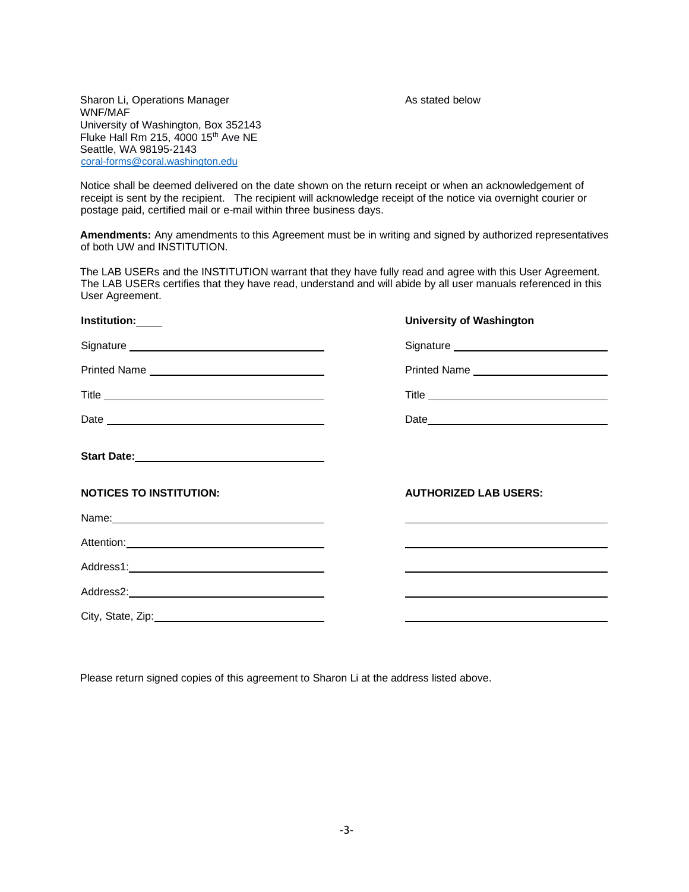Sharon Li, Operations Manager
WNF/MAF
University of Washington, Box 352143
Fluke Hall Rm 215, 4000 15th Ave NE
Seattle, WA 98195-2143
coral-forms@coral.washington.edu

As stated below

Notice shall be deemed delivered on the date shown on the return receipt or when an acknowledgement of receipt is sent by the recipient. The recipient will acknowledge receipt of the notice via overnight courier or postage paid, certified mail or e-mail within three business days.

**Amendments:** Any amendments to this Agreement must be in writing and signed by authorized representatives of both UW and INSTITUTION.

The LAB USERs and the INSTITUTION warrant that they have fully read and agree with this User Agreement. The LAB USERs certifies that they have read, understand and will abide by all user manuals referenced in this User Agreement.

**Institution:** ____

Signature ______________________________

Printed Name ______________________________

Title ______________________________

Date ______________________________

**Start Date:** ______________________________

**University of Washington**

Signature ______________________________

Printed Name ______________________________

Title ______________________________

Date ______________________________

**NOTICES TO INSTITUTION:**

Name: ______________________________

Attention: ______________________________

Address1: ______________________________

Address2: ______________________________

City, State, Zip: ______________________________

**AUTHORIZED LAB USERS:**

______________________________

______________________________

______________________________

______________________________

______________________________

Please return signed copies of this agreement to Sharon Li at the address listed above.